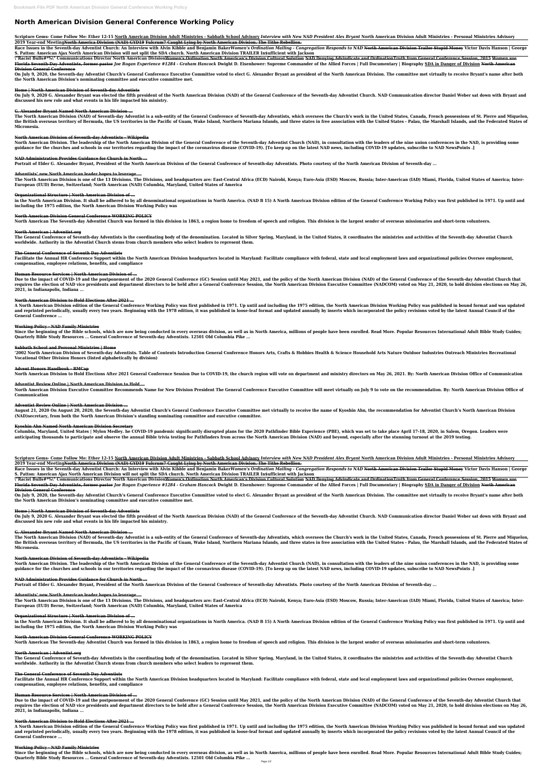# North American Division General Conference Working Policy

**Scripture Gems- Come Follow Me: Ether 12-15 North American Division Adult Ministries - Sabbath School Advisory *Interview with New NAD President Alex Bryant* North American Division Adult Ministries - Personal Ministries Advisory 2019 Year-end Meeting~~North America Division (NAD) GYD19 Fulcrum7 Caught Lying by North American Division. The Tithe Rebellion.~~**

**Race Issues in the Seventh-day Adventist Church: An Interview with Alvin Kibble and Benjamin Baker*Women's Ordination Mailing - Congregation Responds to NAD* ~~North American Division Trailer Stupid Money~~ Victor Davis Hanson | George S. Patton: American Ajax North American Division will not split the SDA church. North American Division TRAILER InSufficient with Jackson**

**\"Racist Bulls#*%\" Communications Director North American Division~~Women's Ordination North American's Division Cultural Solution NAD Denying Advindicate and Ordination~~Truth from General Conference Session, 2015 ~~Women sue Florida Seventh-Day Adventists, former pastor~~ *Joe Rogan Experience #1284 - Graham Hancock* Dwight D. Eisenhower: Supreme Commander of the Allied Forces | Full Documentary | Biography SDA in Danger of Division ~~North American Division General Conference~~**

**On July 9, 2020, the Seventh-day Adventist Church's General Conference Executive Committee voted to elect G. Alexander Bryant as president of the North American Division. The committee met virtually to receive Bryant's name after both the North American Division's nominating committee and executive committee met.**

**Home | North American Division of Seventh-day Adventists**

**On July 9, 2020 G. Alexander Bryant was elected the fifth president of the North American Division (NAD) of the General Conference of the Seventh-day Adventist Church. NAD Communication director Daniel Weber sat down with Bryant and discussed his new role and what events in his life impacted his ministry.**

**G. Alexander Bryant Named North American Division ...**

**The North American Division (NAD) of Seventh-day Adventist is a sub-entity of the General Conference of Seventh-day Adventists, which oversees the Church's work in the United States, Canada, French possessions of St. Pierre and Miquelon, the British overseas territory of Bermuda, the US territories in the Pacific of Guam, Wake Island, Northern Mariana Islands, and three states in free association with the United States - Palau, the Marshall Islands, and the Federated States of Micronesia.**

**North American Division of Seventh-day Adventists - Wikipedia**

**North American Division. The leadership of the North American Division of the General Conference of the Seventh-day Adventist Church (NAD), in consultation with the leaders of the nine union conferences in the NAD, is providing some guidance for the churches and schools in our territories regarding the impact of the coronavirus disease (COVID-19). [To keep up on the latest NAD news, including COVID-19 updates, subscribe to NAD NewsPoints .]**

**NAD Administration Provides Guidance for Church in North ...**

**Portrait of Elder G. Alexander Bryant, President of the North American Division of the General Conference of Seventh-day Adventists. Photo courtesy of the North American Division of Seventh-day ...**

**Adventists' new North American leader hopes to leverage ...**

**The North American Division is one of the 13 Divisions. The Divisions, and headquarters are: East-Central Africa (ECD) Nairobi, Kenya; Euro-Asia (ESD) Moscow, Russia; Inter-American (IAD) Miami, Florida, United States of America; Inter-European (EUD) Berne, Switzerland; North American (NAD) Columbia, Maryland, United States of America**

**Organizational Structure | North American Division of ...**

**in the North American Division. It shall be adhered to by all denominational organizations in North America. (NAD B 15) A North American Division edition of the General Conference Working Policy was first published in 1971. Up until and including the 1975 edition, the North American Division Working Policy was**

**North American Division General Conference WORKING POLICY**

**North American The Seventh-day Adventist Church was formed in this division in 1863, a region home to freedom of speech and religion. This division is the largest sender of overseas missionaries and short-term volunteers.**

**North American | Adventist.org**

**The General Conference of Seventh-day Adventists is the coordinating body of the denomination. Located in Silver Spring, Maryland, in the United States, it coordinates the ministries and activities of the Seventh-day Adventist Church worldwide. Authority in the Adventist Church stems from church members who select leaders to represent them.**

**The General Conference of Seventh Day Adventists**

**Facilitate the Annual HR Conference Support within the North American Division headquarters located in Maryland: Facilitate compliance with federal, state and local employment laws and organizational policies Oversee employment, compensation, employee relations, benefits, and compliance**

**Human Resource Services | North American Division of ...**

**Due to the impact of COVID-19 and the postponement of the 2020 General Conference (GC) Session until May 2021, and the policy of the North American Division (NAD) of the General Conference of the Seventh-day Adventist Church that requires the election of NAD vice presidents and department directors to be held after a General Conference Session, the North American Division Executive Committee (NADCOM) voted on May 21, 2020, to hold division elections on May 26, 2021, in Indianapolis, Indiana ...**

**North American Division to Hold Elections After 2021 ...**

**A North American Division edition of the General Conference Working Policy was first published in 1971. Up until and including the 1975 edition, the North American Division Working Policy was published in bound format and was updated and reprinted periodically, usually every two years. Beginning with the 1978 edition, it was published in loose-leaf format and updated annually by inserts which incorporated the policy revisions voted by the latest Annual Council of the General Conference ...**

**Working Policy - NAD Family Ministries**

**Since the beginning of the Bible schools, which are now being conducted in every overseas division, as well as in North America, millions of people have been enrolled. Read More. Popular Resources International Adult Bible Study Guides; Quarterly Bible Study Resources ... General Conference of Seventh-day Adventists. 12501 Old Columbia Pike ...**

**Sabbath School and Personal Ministries | Home**

**'2002 North American Division of Seventh-day Adventists. Table of Contents Introduction General Conference Honors Arts, Crafts & Hobbies Health & Science Household Arts Nature Outdoor Industries Outreach Ministries Recreational Vocational Other Division Honors (listed alphabetically by division)**

**Advent Honors Handbook - RMCap**

**North American Division to Hold Elections After 2021 General Conference Session Due to COVID-19, the church region will vote on department and ministry directors on May 26, 2021. By: North American Division Office of Communication**

**Adventist Review Online | North American Division to Hold ...**

**North American Division Executive Committee Recommends Name for New Division President The General Conference Executive Committee will meet virtually on July 9 to vote on the recommendation. By: North American Division Office of Communication**

**Adventist Review Online | North American Division ...**

**August 21, 2020 On August 20, 2020, the Seventh-day Adventist Church's General Conference Executive Committee met virtually to receive the name of Kyoshin Ahn, the recommendation for Adventist Church's North American Division (NAD)secretary, from both the North American Division's standing nominating committee and executive committee.**

**Kyoshin Ahn Named North American Division Secretary**

**Columbia, Maryland, United States | Mylon Medley. he COVID-19 pandemic significantly disrupted plans for the 2020 Pathfinder Bible Experience (PBE), which was set to take place April 17-18, 2020, in Salem, Oregon. Leaders were anticipating thousands to participate and observe the annual Bible trivia testing for Pathfinders from across the North American Division (NAD) and beyond, especially after the stunning turnout at the 2019 testing.**

**Scripture Gems- Come Follow Me: Ether 12-15 North American Division Adult Ministries - Sabbath School Advisory *Interview with New NAD President Alex Bryant* North American Division Adult Ministries - Personal Ministries Advisory 2019 Year-end Meeting~~North America Division (NAD) GYD19 Fulcrum7 Caught Lying by North American Division. The Tithe Rebellion.~~**

**Race Issues in the Seventh-day Adventist Church: An Interview with Alvin Kibble and Benjamin Baker*Women's Ordination Mailing - Congregation Responds to NAD* ~~North American Division Trailer Stupid Money~~ Victor Davis Hanson | George S. Patton: American Ajax North American Division will not split the SDA church. North American Division TRAILER InSufficient with Jackson**

**\"Racist Bulls#*%\" Communications Director North American Division~~Women's Ordination North American's Division Cultural Solution NAD Denying Advindicate and Ordination~~Truth from General Conference Session, 2015 ~~Women sue Florida Seventh-Day Adventists, former pastor~~ *Joe Rogan Experience #1284 - Graham Hancock* Dwight D. Eisenhower: Supreme Commander of the Allied Forces | Full Documentary | Biography SDA in Danger of Division ~~North American Division General Conference~~**

**On July 9, 2020, the Seventh-day Adventist Church's General Conference Executive Committee voted to elect G. Alexander Bryant as president of the North American Division. The committee met virtually to receive Bryant's name after both the North American Division's nominating committee and executive committee met.**

**Home | North American Division of Seventh-day Adventists**

**On July 9, 2020 G. Alexander Bryant was elected the fifth president of the North American Division (NAD) of the General Conference of the Seventh-day Adventist Church. NAD Communication director Daniel Weber sat down with Bryant and discussed his new role and what events in his life impacted his ministry.**

**G. Alexander Bryant Named North American Division ...**

**The North American Division (NAD) of Seventh-day Adventist is a sub-entity of the General Conference of Seventh-day Adventists, which oversees the Church's work in the United States, Canada, French possessions of St. Pierre and Miquelon, the British overseas territory of Bermuda, the US territories in the Pacific of Guam, Wake Island, Northern Mariana Islands, and three states in free association with the United States - Palau, the Marshall Islands, and the Federated States of Micronesia.**

**North American Division of Seventh-day Adventists - Wikipedia**

**North American Division. The leadership of the North American Division of the General Conference of the Seventh-day Adventist Church (NAD), in consultation with the leaders of the nine union conferences in the NAD, is providing some guidance for the churches and schools in our territories regarding the impact of the coronavirus disease (COVID-19). [To keep up on the latest NAD news, including COVID-19 updates, subscribe to NAD NewsPoints .]**

**NAD Administration Provides Guidance for Church in North ...**

**Portrait of Elder G. Alexander Bryant, President of the North American Division of the General Conference of Seventh-day Adventists. Photo courtesy of the North American Division of Seventh-day ...**

**Adventists' new North American leader hopes to leverage ...**

**The North American Division is one of the 13 Divisions. The Divisions, and headquarters are: East-Central Africa (ECD) Nairobi, Kenya; Euro-Asia (ESD) Moscow, Russia; Inter-American (IAD) Miami, Florida, United States of America; Inter-European (EUD) Berne, Switzerland; North American (NAD) Columbia, Maryland, United States of America**

**Organizational Structure | North American Division of ...**

**in the North American Division. It shall be adhered to by all denominational organizations in North America. (NAD B 15) A North American Division edition of the General Conference Working Policy was first published in 1971. Up until and including the 1975 edition, the North American Division Working Policy was**

**North American Division General Conference WORKING POLICY**

**North American The Seventh-day Adventist Church was formed in this division in 1863, a region home to freedom of speech and religion. This division is the largest sender of overseas missionaries and short-term volunteers.**

**North American | Adventist.org**

**The General Conference of Seventh-day Adventists is the coordinating body of the denomination. Located in Silver Spring, Maryland, in the United States, it coordinates the ministries and activities of the Seventh-day Adventist Church worldwide. Authority in the Adventist Church stems from church members who select leaders to represent them.**

**The General Conference of Seventh Day Adventists**

**Facilitate the Annual HR Conference Support within the North American Division headquarters located in Maryland: Facilitate compliance with federal, state and local employment laws and organizational policies Oversee employment, compensation, employee relations, benefits, and compliance**

**Human Resource Services | North American Division of ...**

**Due to the impact of COVID-19 and the postponement of the 2020 General Conference (GC) Session until May 2021, and the policy of the North American Division (NAD) of the General Conference of the Seventh-day Adventist Church that requires the election of NAD vice presidents and department directors to be held after a General Conference Session, the North American Division Executive Committee (NADCOM) voted on May 21, 2020, to hold division elections on May 26, 2021, in Indianapolis, Indiana ...**

**North American Division to Hold Elections After 2021 ...**

**A North American Division edition of the General Conference Working Policy was first published in 1971. Up until and including the 1975 edition, the North American Division Working Policy was published in bound format and was updated and reprinted periodically, usually every two years. Beginning with the 1978 edition, it was published in loose-leaf format and updated annually by inserts which incorporated the policy revisions voted by the latest Annual Council of the General Conference ...**

**Working Policy - NAD Family Ministries**

**Since the beginning of the Bible schools, which are now being conducted in every overseas division, as well as in North America, millions of people have been enrolled. Read More. Popular Resources International Adult Bible Study Guides; Quarterly Bible Study Resources ... General Conference of Seventh-day Adventists. 12501 Old Columbia Pike ...**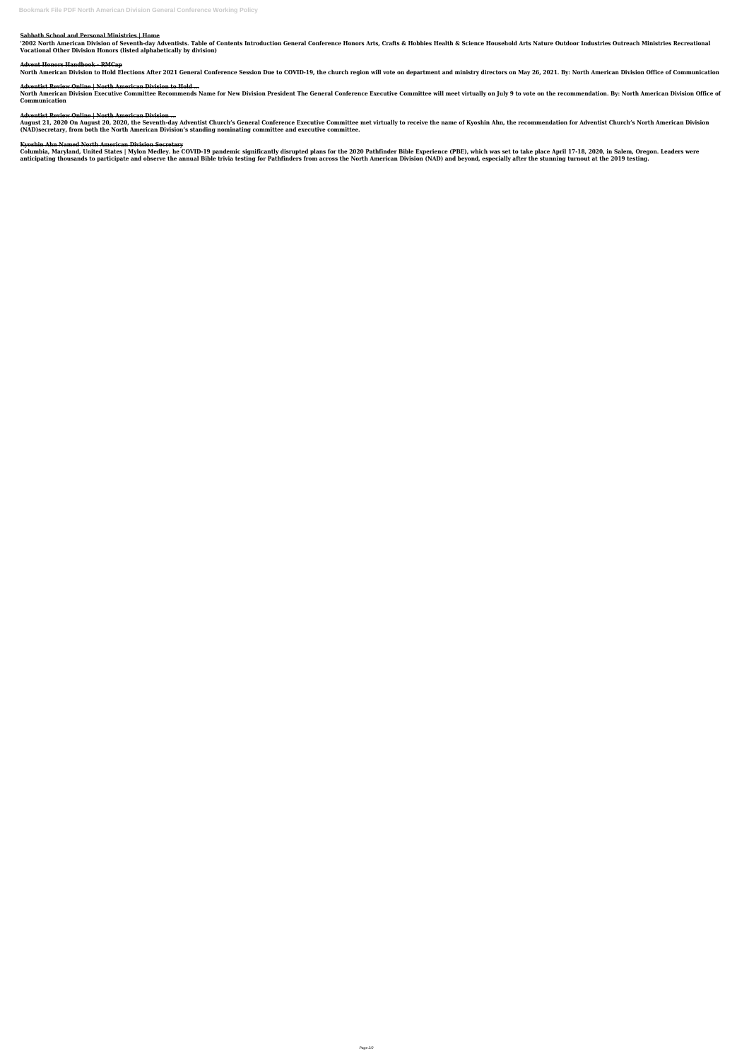**Sabbath School and Personal Ministries | Home**

'2002 North American Division of Seventh-day Adventists. Table of Contents Introduction General Conference Honors Arts, Crafts & Hobbies Health & Science Household Arts Nature Outdoor Industries Outreach Ministries Recreational Vocational Other Division Honors (listed alphabetically by division)

**Advent Honors Handbook - RMCap**

North American Division to Hold Elections After 2021 General Conference Session Due to COVID-19, the church region will vote on department and ministry directors on May 26, 2021. By: North American Division Office of Communication

**Adventist Review Online | North American Division to Hold ...**

North American Division Executive Committee Recommends Name for New Division President The General Conference Executive Committee will meet virtually on July 9 to vote on the recommendation. By: North American Division Office of Communication

**Adventist Review Online | North American Division ...**

August 21, 2020 On August 20, 2020, the Seventh-day Adventist Church's General Conference Executive Committee met virtually to receive the name of Kyoshin Ahn, the recommendation for Adventist Church's North American Division (NAD)secretary, from both the North American Division's standing nominating committee and executive committee.

**Kyoshin Ahn Named North American Division Secretary**

Columbia, Maryland, United States | Mylon Medley. he COVID-19 pandemic significantly disrupted plans for the 2020 Pathfinder Bible Experience (PBE), which was set to take place April 17-18, 2020, in Salem, Oregon. Leaders were anticipating thousands to participate and observe the annual Bible trivia testing for Pathfinders from across the North American Division (NAD) and beyond, especially after the stunning turnout at the 2019 testing.